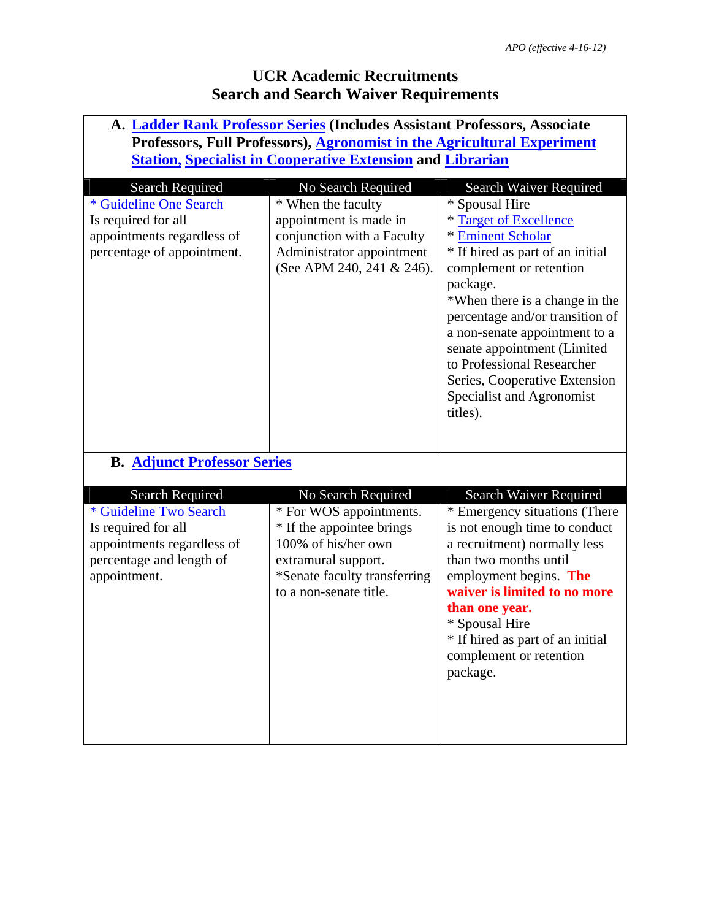# UCR Academic Recruitments
## Search and Search Waiver Requirements

### A. Ladder Rank Professor Series (Includes Assistant Professors, Associate Professors, Full Professors), Agronomist in the Agricultural Experiment Station, Specialist in Cooperative Extension and Librarian

| Search Required | No Search Required | Search Waiver Required |
|---|---|---|
| * Guideline One Search<br>Is required for all appointments regardless of percentage of appointment. | * When the faculty appointment is made in conjunction with a Faculty Administrator appointment (See APM 240, 241 & 246). | * Spousal Hire<br>* Target of Excellence<br>* Eminent Scholar<br>* If hired as part of an initial complement or retention package.<br>*When there is a change in the percentage and/or transition of a non-senate appointment to a senate appointment (Limited to Professional Researcher Series, Cooperative Extension Specialist and Agronomist titles). |

### B. Adjunct Professor Series

| Search Required | No Search Required | Search Waiver Required |
|---|---|---|
| * Guideline Two Search<br>Is required for all appointments regardless of percentage and length of appointment. | * For WOS appointments.<br>* If the appointee brings 100% of his/her own extramural support.<br>*Senate faculty transferring to a non-senate title. | * Emergency situations (There is not enough time to conduct a recruitment) normally less than two months until employment begins. **The waiver is limited to no more than one year.**<br>* Spousal Hire<br>* If hired as part of an initial complement or retention package. |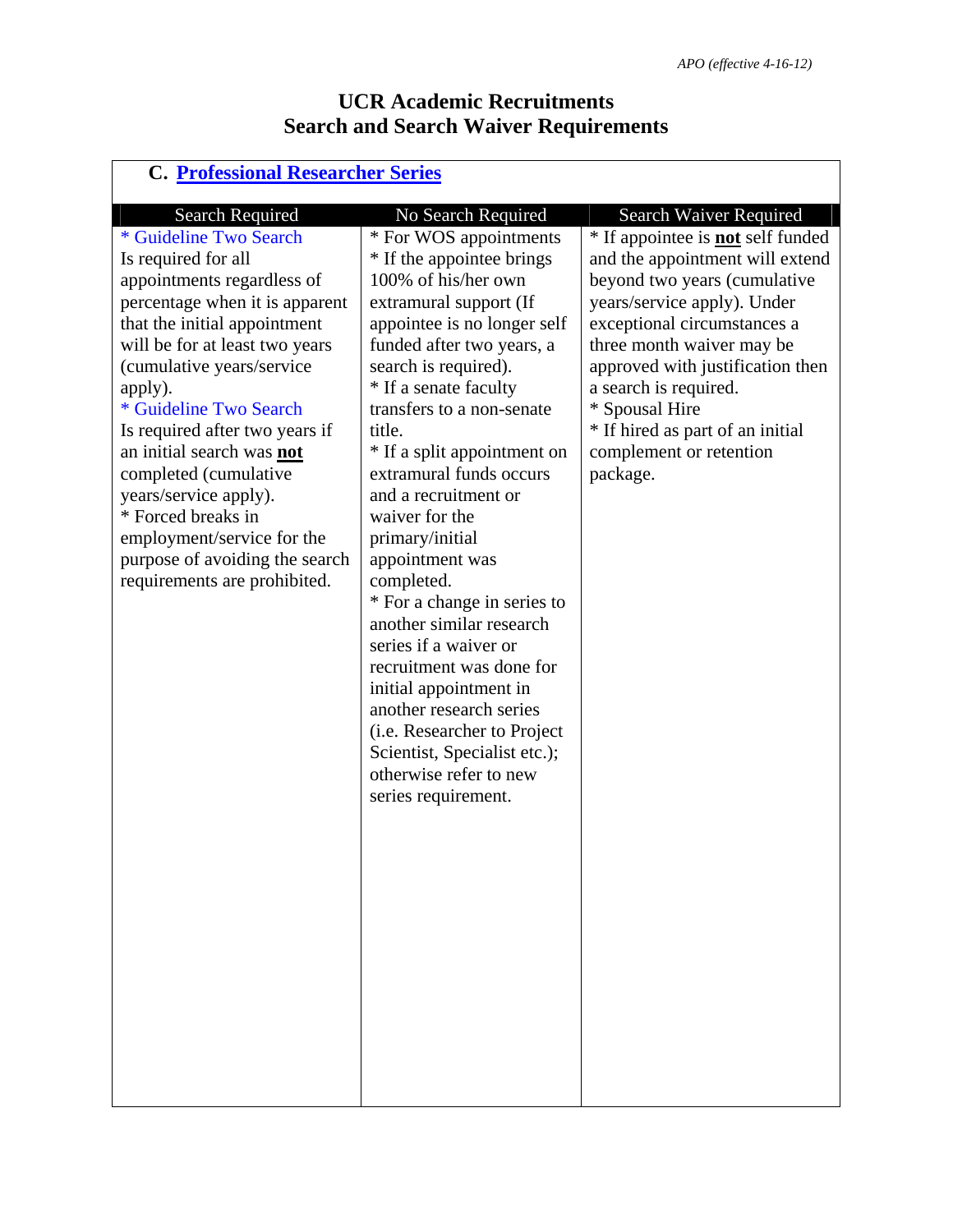# UCR Academic Recruitments
# Search and Search Waiver Requirements

## C. Professional Researcher Series

| Search Required | No Search Required | Search Waiver Required |
|---|---|---|
| * Guideline Two Search Is required for all appointments regardless of percentage when it is apparent that the initial appointment will be for at least two years (cumulative years/service apply).<br>* Guideline Two Search Is required after two years if an initial search was **not** completed (cumulative years/service apply).<br>* Forced breaks in employment/service for the purpose of avoiding the search requirements are prohibited. | * For WOS appointments<br>* If the appointee brings 100% of his/her own extramural support (If appointee is no longer self funded after two years, a search is required).<br>* If a senate faculty transfers to a non-senate title.<br>* If a split appointment on extramural funds occurs and a recruitment or waiver for the primary/initial appointment was completed.<br>* For a change in series to another similar research series if a waiver or recruitment was done for initial appointment in another research series (i.e. Researcher to Project Scientist, Specialist etc.); otherwise refer to new series requirement. | * If appointee is **not** self funded and the appointment will extend beyond two years (cumulative years/service apply). Under exceptional circumstances a three month waiver may be approved with justification then a search is required.<br>* Spousal Hire<br>* If hired as part of an initial complement or retention package. |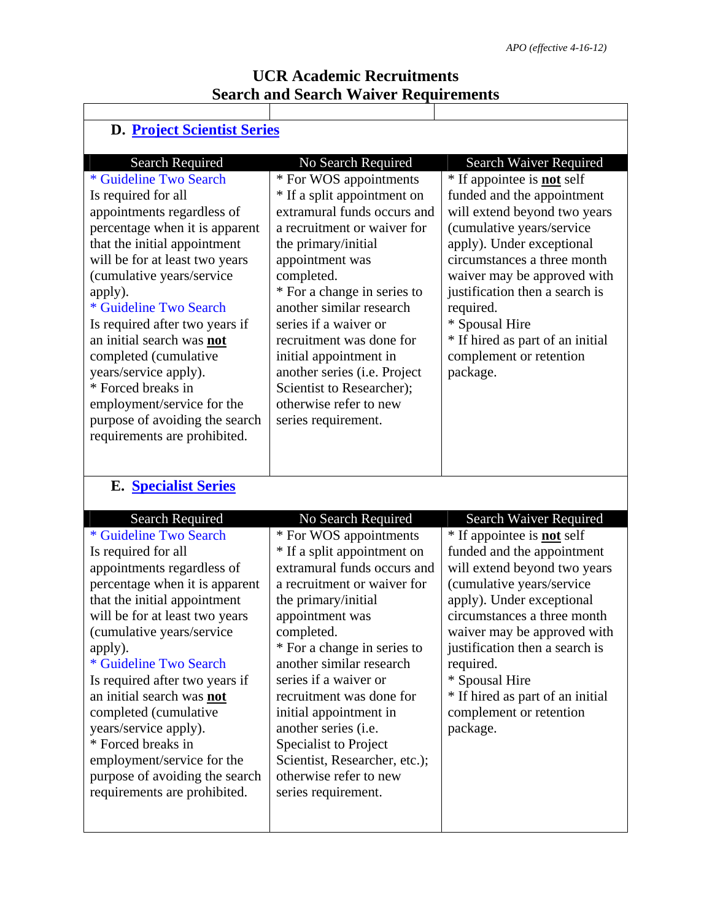# UCR Academic Recruitments
## Search and Search Waiver Requirements

### D. Project Scientist Series

| Search Required | No Search Required | Search Waiver Required |
|---|---|---|
| * Guideline Two Search Is required for all appointments regardless of percentage when it is apparent that the initial appointment will be for at least two years (cumulative years/service apply).<br>* Guideline Two Search Is required after two years if an initial search was **not** completed (cumulative years/service apply).<br>* Forced breaks in employment/service for the purpose of avoiding the search requirements are prohibited. | * For WOS appointments<br>* If a split appointment on extramural funds occurs and a recruitment or waiver for the primary/initial appointment was completed.<br>* For a change in series to another similar research series if a waiver or recruitment was done for initial appointment in another series (i.e. Project Scientist to Researcher); otherwise refer to new series requirement. | * If appointee is **not** self funded and the appointment will extend beyond two years (cumulative years/service apply). Under exceptional circumstances a three month waiver may be approved with justification then a search is required.<br>* Spousal Hire<br>* If hired as part of an initial complement or retention package. |

### E. Specialist Series

| Search Required | No Search Required | Search Waiver Required |
|---|---|---|
| * Guideline Two Search Is required for all appointments regardless of percentage when it is apparent that the initial appointment will be for at least two years (cumulative years/service apply).<br>* Guideline Two Search Is required after two years if an initial search was **not** completed (cumulative years/service apply).<br>* Forced breaks in employment/service for the purpose of avoiding the search requirements are prohibited. | * For WOS appointments<br>* If a split appointment on extramural funds occurs and a recruitment or waiver for the primary/initial appointment was completed.<br>* For a change in series to another similar research series if a waiver or recruitment was done for initial appointment in another series (i.e. Specialist to Project Scientist, Researcher, etc.); otherwise refer to new series requirement. | * If appointee is **not** self funded and the appointment will extend beyond two years (cumulative years/service apply). Under exceptional circumstances a three month waiver may be approved with justification then a search is required.<br>* Spousal Hire<br>* If hired as part of an initial complement or retention package. |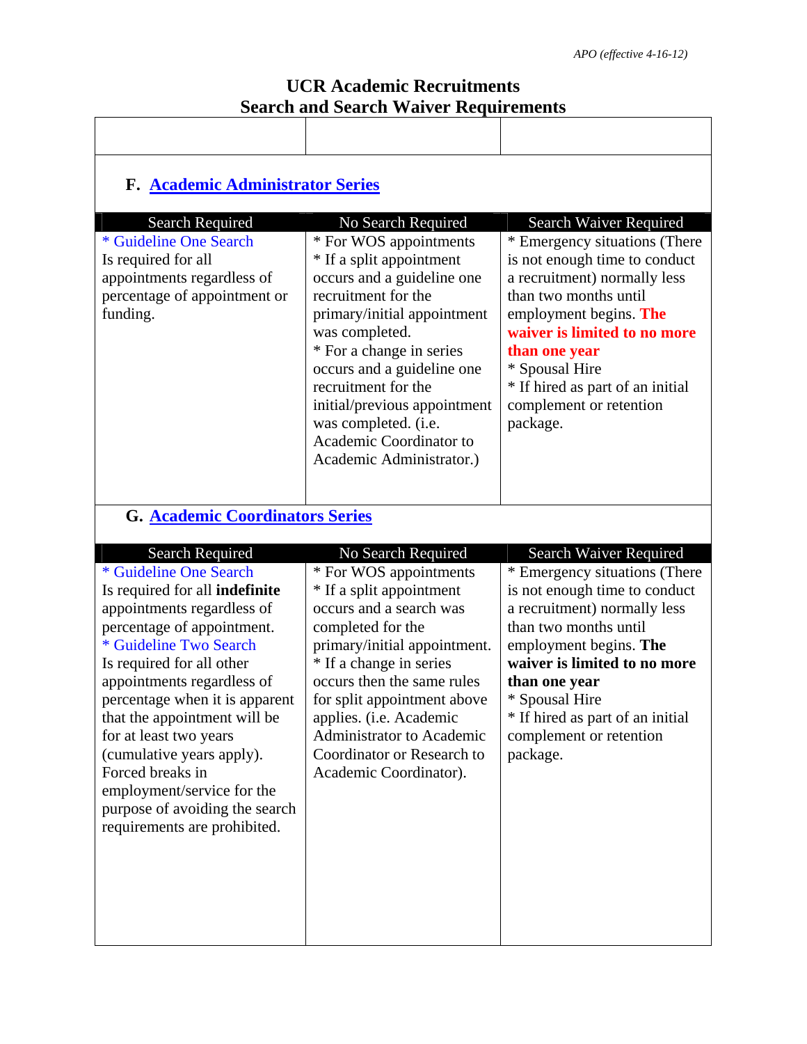# UCR Academic Recruitments
# Search and Search Waiver Requirements

## F. Academic Administrator Series

| Search Required | No Search Required | Search Waiver Required |
|---|---|---|
| * Guideline One Search Is required for all appointments regardless of percentage of appointment or funding. | * For WOS appointments<br>* If a split appointment occurs and a guideline one recruitment for the primary/initial appointment was completed.<br>* For a change in series occurs and a guideline one recruitment for the initial/previous appointment was completed. (i.e. Academic Coordinator to Academic Administrator.) | * Emergency situations (There is not enough time to conduct a recruitment) normally less than two months until employment begins. **The waiver is limited to no more than one year**<br>* Spousal Hire<br>* If hired as part of an initial complement or retention package. |

## G. Academic Coordinators Series

| Search Required | No Search Required | Search Waiver Required |
|---|---|---|
| * Guideline One Search Is required for all **indefinite** appointments regardless of percentage of appointment.<br>* Guideline Two Search Is required for all other appointments regardless of percentage when it is apparent that the appointment will be for at least two years (cumulative years apply). Forced breaks in employment/service for the purpose of avoiding the search requirements are prohibited. | * For WOS appointments<br>* If a split appointment occurs and a search was completed for the primary/initial appointment.<br>* If a change in series occurs then the same rules for split appointment above applies. (i.e. Academic Administrator to Academic Coordinator or Research to Academic Coordinator). | * Emergency situations (There is not enough time to conduct a recruitment) normally less than two months until employment begins. **The waiver is limited to no more than one year**<br>* Spousal Hire<br>* If hired as part of an initial complement or retention package. |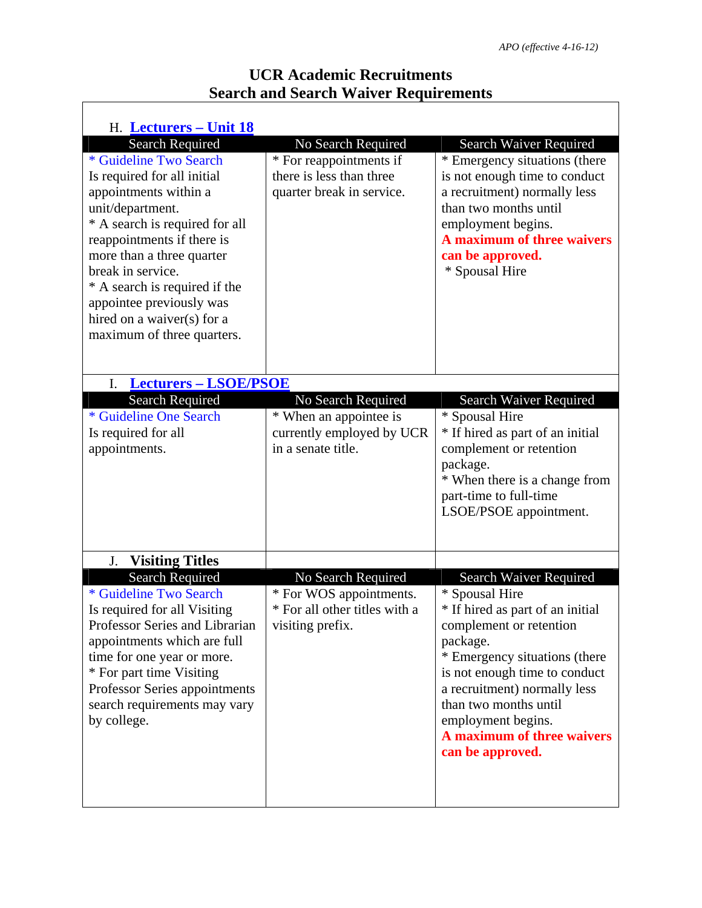*APO (effective 4-16-12)*

# UCR Academic Recruitments
## Search and Search Waiver Requirements

### H. Lecturers – Unit 18

| Search Required | No Search Required | Search Waiver Required |
|---|---|---|
| * Guideline Two Search Is required for all initial appointments within a unit/department.<br>* A search is required for all reappointments if there is more than a three quarter break in service.<br>* A search is required if the appointee previously was hired on a waiver(s) for a maximum of three quarters. | * For reappointments if there is less than three quarter break in service. | * Emergency situations (there is not enough time to conduct a recruitment) normally less than two months until employment begins. **A maximum of three waivers can be approved.**<br>* Spousal Hire |

### I. Lecturers – LSOE/PSOE

| Search Required | No Search Required | Search Waiver Required |
|---|---|---|
| * Guideline One Search Is required for all appointments. | * When an appointee is currently employed by UCR in a senate title. | * Spousal Hire<br>* If hired as part of an initial complement or retention package.<br>* When there is a change from part-time to full-time LSOE/PSOE appointment. |

### J. Visiting Titles

| Search Required | No Search Required | Search Waiver Required |
|---|---|---|
| * Guideline Two Search Is required for all Visiting Professor Series and Librarian appointments which are full time for one year or more.<br>* For part time Visiting Professor Series appointments search requirements may vary by college. | * For WOS appointments.<br>* For all other titles with a visiting prefix. | * Spousal Hire<br>* If hired as part of an initial complement or retention package.<br>* Emergency situations (there is not enough time to conduct a recruitment) normally less than two months until employment begins. **A maximum of three waivers can be approved.** |